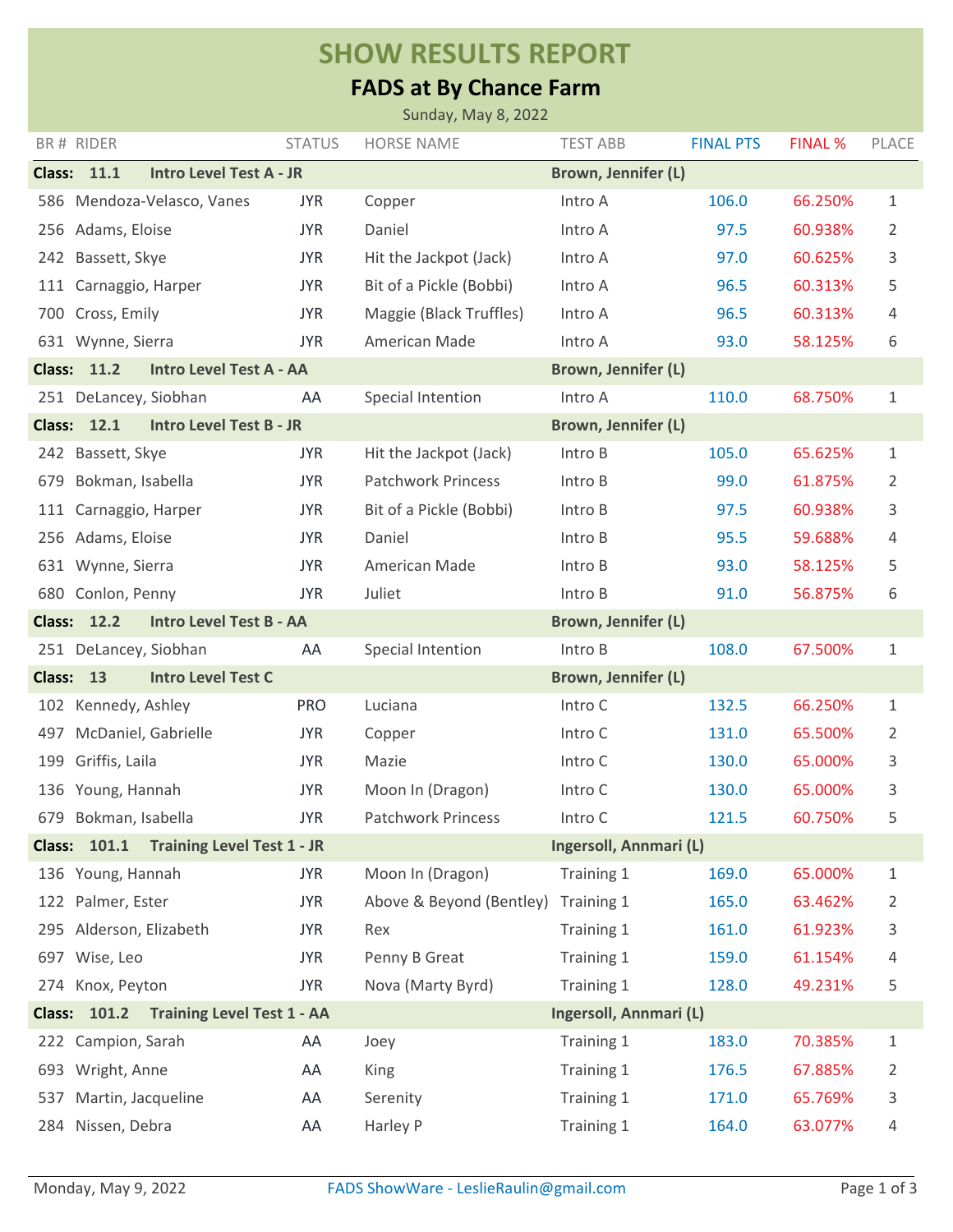# SHOW RESULTS REPORT

## FADS at By Chance Farm

Sunday, May 8, 2022

| BR # | RIDER | STATUS | HORSE NAME | TEST ABB | FINAL PTS | FINAL % | PLACE |
|---|---|---|---|---|---|---|---|
| **Class: 11.1** | **Intro Level Test A - JR** | | | **Brown, Jennifer (L)** | | | |
| 586 | Mendoza-Velasco, Vanes | JYR | Copper | Intro A | 106.0 | 66.250% | 1 |
| 256 | Adams, Eloise | JYR | Daniel | Intro A | 97.5 | 60.938% | 2 |
| 242 | Bassett, Skye | JYR | Hit the Jackpot (Jack) | Intro A | 97.0 | 60.625% | 3 |
| 111 | Carnaggio, Harper | JYR | Bit of a Pickle (Bobbi) | Intro A | 96.5 | 60.313% | 5 |
| 700 | Cross, Emily | JYR | Maggie (Black Truffles) | Intro A | 96.5 | 60.313% | 4 |
| 631 | Wynne, Sierra | JYR | American Made | Intro A | 93.0 | 58.125% | 6 |
| **Class: 11.2** | **Intro Level Test A - AA** | | | **Brown, Jennifer (L)** | | | |
| 251 | DeLancey, Siobhan | AA | Special Intention | Intro A | 110.0 | 68.750% | 1 |
| **Class: 12.1** | **Intro Level Test B - JR** | | | **Brown, Jennifer (L)** | | | |
| 242 | Bassett, Skye | JYR | Hit the Jackpot (Jack) | Intro B | 105.0 | 65.625% | 1 |
| 679 | Bokman, Isabella | JYR | Patchwork Princess | Intro B | 99.0 | 61.875% | 2 |
| 111 | Carnaggio, Harper | JYR | Bit of a Pickle (Bobbi) | Intro B | 97.5 | 60.938% | 3 |
| 256 | Adams, Eloise | JYR | Daniel | Intro B | 95.5 | 59.688% | 4 |
| 631 | Wynne, Sierra | JYR | American Made | Intro B | 93.0 | 58.125% | 5 |
| 680 | Conlon, Penny | JYR | Juliet | Intro B | 91.0 | 56.875% | 6 |
| **Class: 12.2** | **Intro Level Test B - AA** | | | **Brown, Jennifer (L)** | | | |
| 251 | DeLancey, Siobhan | AA | Special Intention | Intro B | 108.0 | 67.500% | 1 |
| **Class: 13** | **Intro Level Test C** | | | **Brown, Jennifer (L)** | | | |
| 102 | Kennedy, Ashley | PRO | Luciana | Intro C | 132.5 | 66.250% | 1 |
| 497 | McDaniel, Gabrielle | JYR | Copper | Intro C | 131.0 | 65.500% | 2 |
| 199 | Griffis, Laila | JYR | Mazie | Intro C | 130.0 | 65.000% | 3 |
| 136 | Young, Hannah | JYR | Moon In (Dragon) | Intro C | 130.0 | 65.000% | 3 |
| 679 | Bokman, Isabella | JYR | Patchwork Princess | Intro C | 121.5 | 60.750% | 5 |
| **Class: 101.1** | **Training Level Test 1 - JR** | | | **Ingersoll, Annmari (L)** | | | |
| 136 | Young, Hannah | JYR | Moon In (Dragon) | Training 1 | 169.0 | 65.000% | 1 |
| 122 | Palmer, Ester | JYR | Above & Beyond (Bentley) | Training 1 | 165.0 | 63.462% | 2 |
| 295 | Alderson, Elizabeth | JYR | Rex | Training 1 | 161.0 | 61.923% | 3 |
| 697 | Wise, Leo | JYR | Penny B Great | Training 1 | 159.0 | 61.154% | 4 |
| 274 | Knox, Peyton | JYR | Nova (Marty Byrd) | Training 1 | 128.0 | 49.231% | 5 |
| **Class: 101.2** | **Training Level Test 1 - AA** | | | **Ingersoll, Annmari (L)** | | | |
| 222 | Campion, Sarah | AA | Joey | Training 1 | 183.0 | 70.385% | 1 |
| 693 | Wright, Anne | AA | King | Training 1 | 176.5 | 67.885% | 2 |
| 537 | Martin, Jacqueline | AA | Serenity | Training 1 | 171.0 | 65.769% | 3 |
| 284 | Nissen, Debra | AA | Harley P | Training 1 | 164.0 | 63.077% | 4 |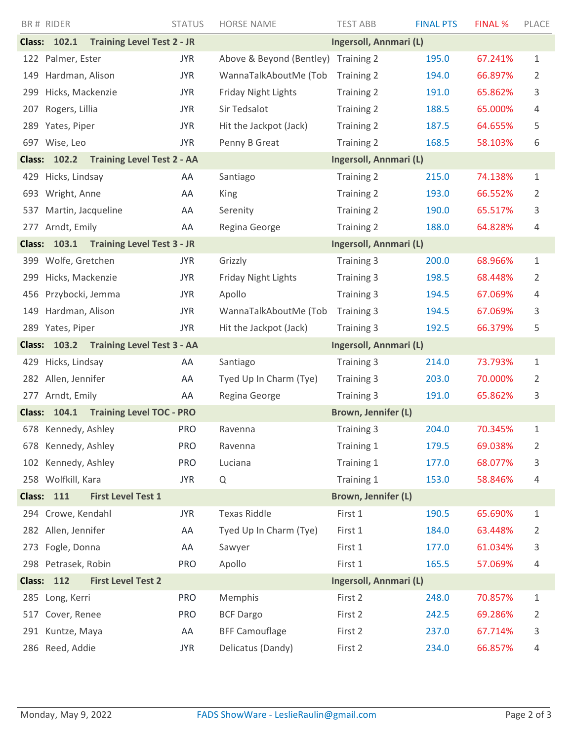| BR # | RIDER | STATUS | HORSE NAME | TEST ABB | FINAL PTS | FINAL % | PLACE |
|---|---|---|---|---|---|---|---|
| **Class: 102.1** | **Training Level Test 2 - JR** | | | **Ingersoll, Annmari (L)** | | | |
| 122 | Palmer, Ester | JYR | Above & Beyond (Bentley) | Training 2 | 195.0 | 67.241% | 1 |
| 149 | Hardman, Alison | JYR | WannaTalkAboutMe (Tob | Training 2 | 194.0 | 66.897% | 2 |
| 299 | Hicks, Mackenzie | JYR | Friday Night Lights | Training 2 | 191.0 | 65.862% | 3 |
| 207 | Rogers, Lillia | JYR | Sir Tedsalot | Training 2 | 188.5 | 65.000% | 4 |
| 289 | Yates, Piper | JYR | Hit the Jackpot (Jack) | Training 2 | 187.5 | 64.655% | 5 |
| 697 | Wise, Leo | JYR | Penny B Great | Training 2 | 168.5 | 58.103% | 6 |
| **Class: 102.2** | **Training Level Test 2 - AA** | | | **Ingersoll, Annmari (L)** | | | |
| 429 | Hicks, Lindsay | AA | Santiago | Training 2 | 215.0 | 74.138% | 1 |
| 693 | Wright, Anne | AA | King | Training 2 | 193.0 | 66.552% | 2 |
| 537 | Martin, Jacqueline | AA | Serenity | Training 2 | 190.0 | 65.517% | 3 |
| 277 | Arndt, Emily | AA | Regina George | Training 2 | 188.0 | 64.828% | 4 |
| **Class: 103.1** | **Training Level Test 3 - JR** | | | **Ingersoll, Annmari (L)** | | | |
| 399 | Wolfe, Gretchen | JYR | Grizzly | Training 3 | 200.0 | 68.966% | 1 |
| 299 | Hicks, Mackenzie | JYR | Friday Night Lights | Training 3 | 198.5 | 68.448% | 2 |
| 456 | Przybocki, Jemma | JYR | Apollo | Training 3 | 194.5 | 67.069% | 4 |
| 149 | Hardman, Alison | JYR | WannaTalkAboutMe (Tob | Training 3 | 194.5 | 67.069% | 3 |
| 289 | Yates, Piper | JYR | Hit the Jackpot (Jack) | Training 3 | 192.5 | 66.379% | 5 |
| **Class: 103.2** | **Training Level Test 3 - AA** | | | **Ingersoll, Annmari (L)** | | | |
| 429 | Hicks, Lindsay | AA | Santiago | Training 3 | 214.0 | 73.793% | 1 |
| 282 | Allen, Jennifer | AA | Tyed Up In Charm (Tye) | Training 3 | 203.0 | 70.000% | 2 |
| 277 | Arndt, Emily | AA | Regina George | Training 3 | 191.0 | 65.862% | 3 |
| **Class: 104.1** | **Training Level TOC - PRO** | | | **Brown, Jennifer (L)** | | | |
| 678 | Kennedy, Ashley | PRO | Ravenna | Training 3 | 204.0 | 70.345% | 1 |
| 678 | Kennedy, Ashley | PRO | Ravenna | Training 1 | 179.5 | 69.038% | 2 |
| 102 | Kennedy, Ashley | PRO | Luciana | Training 1 | 177.0 | 68.077% | 3 |
| 258 | Wolfkill, Kara | JYR | Q | Training 1 | 153.0 | 58.846% | 4 |
| **Class: 111** | **First Level Test 1** | | | **Brown, Jennifer (L)** | | | |
| 294 | Crowe, Kendahl | JYR | Texas Riddle | First 1 | 190.5 | 65.690% | 1 |
| 282 | Allen, Jennifer | AA | Tyed Up In Charm (Tye) | First 1 | 184.0 | 63.448% | 2 |
| 273 | Fogle, Donna | AA | Sawyer | First 1 | 177.0 | 61.034% | 3 |
| 298 | Petrasek, Robin | PRO | Apollo | First 1 | 165.5 | 57.069% | 4 |
| **Class: 112** | **First Level Test 2** | | | **Ingersoll, Annmari (L)** | | | |
| 285 | Long, Kerri | PRO | Memphis | First 2 | 248.0 | 70.857% | 1 |
| 517 | Cover, Renee | PRO | BCF Dargo | First 2 | 242.5 | 69.286% | 2 |
| 291 | Kuntze, Maya | AA | BFF Camouflage | First 2 | 237.0 | 67.714% | 3 |
| 286 | Reed, Addie | JYR | Delicatus (Dandy) | First 2 | 234.0 | 66.857% | 4 |

Monday, May 9, 2022 FADS ShowWare - LeslieRaulin@gmail.com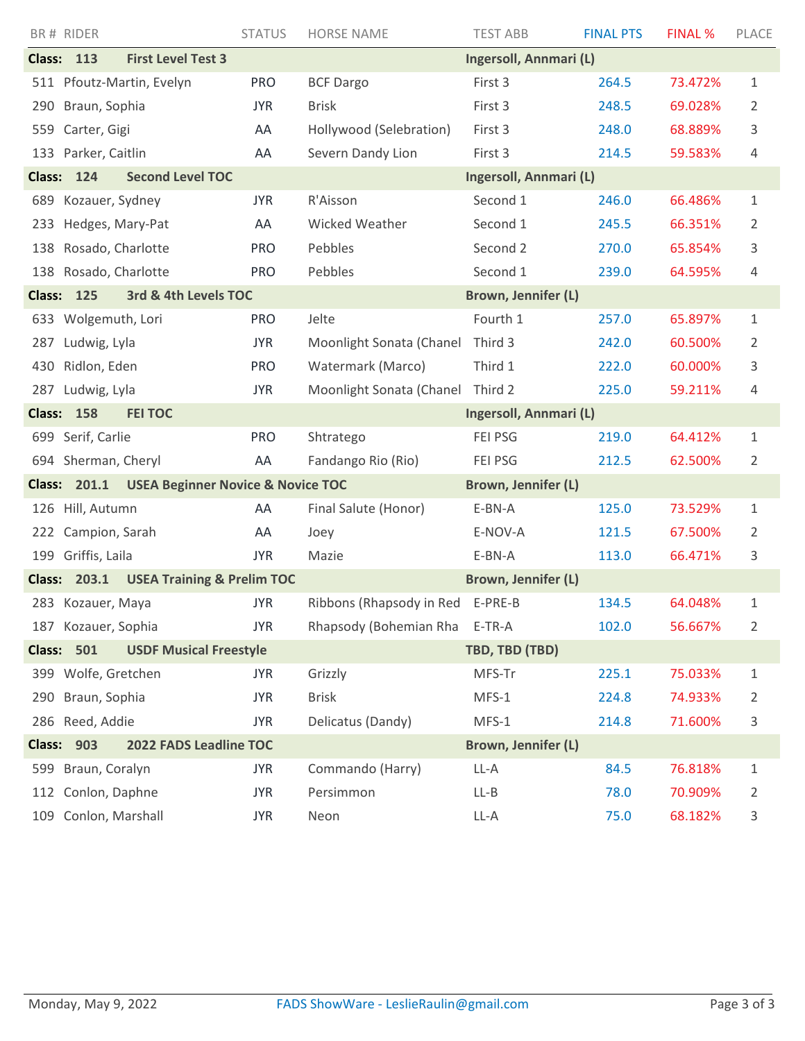| BR # | RIDER | STATUS | HORSE NAME | TEST ABB | FINAL PTS | FINAL % | PLACE |
|---|---|---|---|---|---|---|---|
| **Class: 113** | **First Level Test 3** | | | **Ingersoll, Annmari (L)** | | | |
| 511 | Pfoutz-Martin, Evelyn | PRO | BCF Dargo | First 3 | 264.5 | 73.472% | 1 |
| 290 | Braun, Sophia | JYR | Brisk | First 3 | 248.5 | 69.028% | 2 |
| 559 | Carter, Gigi | AA | Hollywood (Selebration) | First 3 | 248.0 | 68.889% | 3 |
| 133 | Parker, Caitlin | AA | Severn Dandy Lion | First 3 | 214.5 | 59.583% | 4 |
| **Class: 124** | **Second Level TOC** | | | **Ingersoll, Annmari (L)** | | | |
| 689 | Kozauer, Sydney | JYR | R'Aisson | Second 1 | 246.0 | 66.486% | 1 |
| 233 | Hedges, Mary-Pat | AA | Wicked Weather | Second 1 | 245.5 | 66.351% | 2 |
| 138 | Rosado, Charlotte | PRO | Pebbles | Second 2 | 270.0 | 65.854% | 3 |
| 138 | Rosado, Charlotte | PRO | Pebbles | Second 1 | 239.0 | 64.595% | 4 |
| **Class: 125** | **3rd & 4th Levels TOC** | | | **Brown, Jennifer (L)** | | | |
| 633 | Wolgemuth, Lori | PRO | Jelte | Fourth 1 | 257.0 | 65.897% | 1 |
| 287 | Ludwig, Lyla | JYR | Moonlight Sonata (Chanel | Third 3 | 242.0 | 60.500% | 2 |
| 430 | Ridlon, Eden | PRO | Watermark (Marco) | Third 1 | 222.0 | 60.000% | 3 |
| 287 | Ludwig, Lyla | JYR | Moonlight Sonata (Chanel | Third 2 | 225.0 | 59.211% | 4 |
| **Class: 158** | **FEI TOC** | | | **Ingersoll, Annmari (L)** | | | |
| 699 | Serif, Carlie | PRO | Shtratego | FEI PSG | 219.0 | 64.412% | 1 |
| 694 | Sherman, Cheryl | AA | Fandango Rio (Rio) | FEI PSG | 212.5 | 62.500% | 2 |
| **Class: 201.1** | **USEA Beginner Novice & Novice TOC** | | | **Brown, Jennifer (L)** | | | |
| 126 | Hill, Autumn | AA | Final Salute (Honor) | E-BN-A | 125.0 | 73.529% | 1 |
| 222 | Campion, Sarah | AA | Joey | E-NOV-A | 121.5 | 67.500% | 2 |
| 199 | Griffis, Laila | JYR | Mazie | E-BN-A | 113.0 | 66.471% | 3 |
| **Class: 203.1** | **USEA Training & Prelim TOC** | | | **Brown, Jennifer (L)** | | | |
| 283 | Kozauer, Maya | JYR | Ribbons (Rhapsody in Red | E-PRE-B | 134.5 | 64.048% | 1 |
| 187 | Kozauer, Sophia | JYR | Rhapsody (Bohemian Rha | E-TR-A | 102.0 | 56.667% | 2 |
| **Class: 501** | **USDF Musical Freestyle** | | | **TBD, TBD (TBD)** | | | |
| 399 | Wolfe, Gretchen | JYR | Grizzly | MFS-Tr | 225.1 | 75.033% | 1 |
| 290 | Braun, Sophia | JYR | Brisk | MFS-1 | 224.8 | 74.933% | 2 |
| 286 | Reed, Addie | JYR | Delicatus (Dandy) | MFS-1 | 214.8 | 71.600% | 3 |
| **Class: 903** | **2022 FADS Leadline TOC** | | | **Brown, Jennifer (L)** | | | |
| 599 | Braun, Coralyn | JYR | Commando (Harry) | LL-A | 84.5 | 76.818% | 1 |
| 112 | Conlon, Daphne | JYR | Persimmon | LL-B | 78.0 | 70.909% | 2 |
| 109 | Conlon, Marshall | JYR | Neon | LL-A | 75.0 | 68.182% | 3 |

Monday, May 9, 2022 — FADS ShowWare - LeslieRaulin@gmail.com